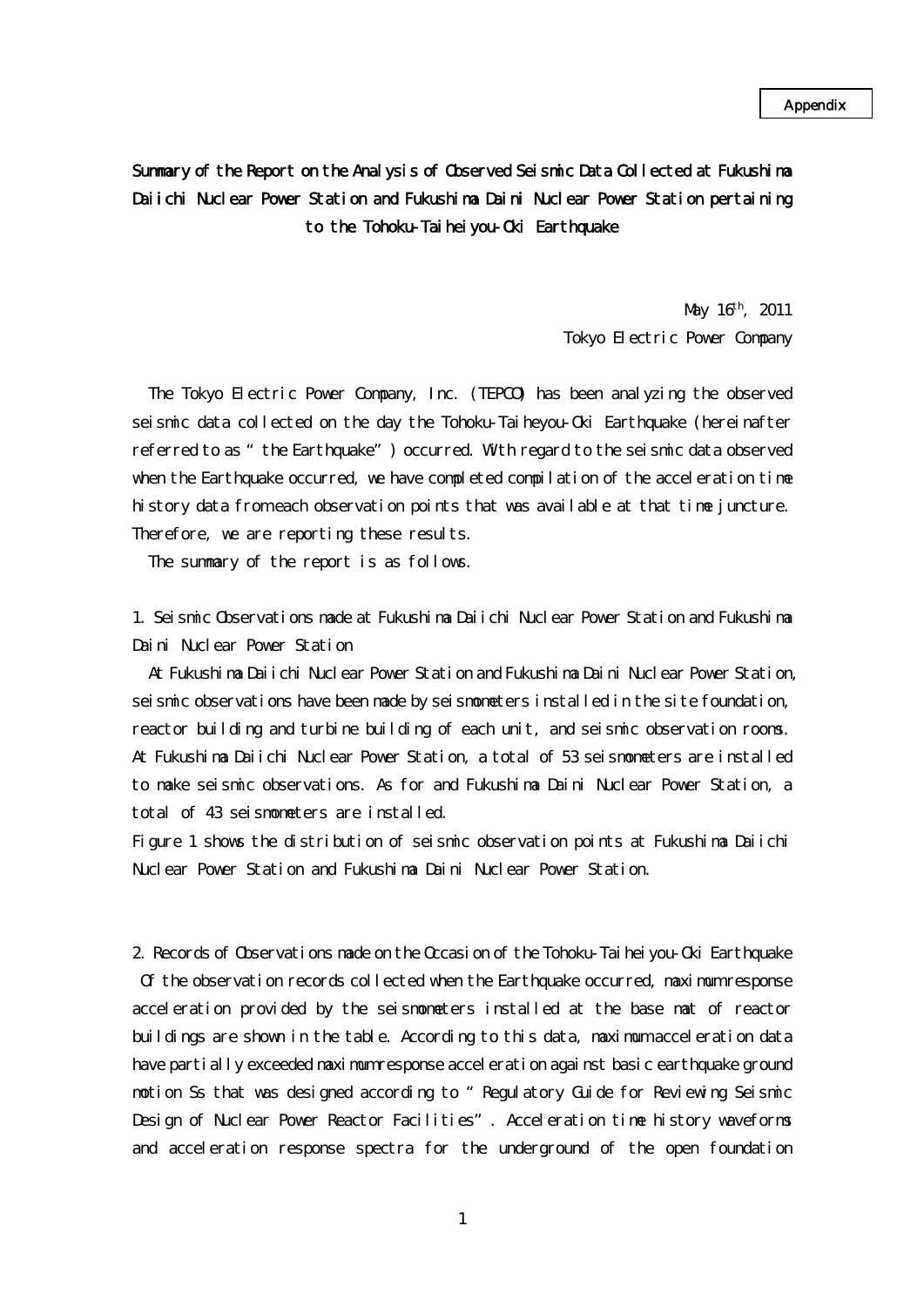Appendix

# Summary of the Report on the Analysis of Observed Seismic Data Collected at Fukushima Daiichi Nuclear Power Station and Fukushima Daini Nuclear Power Station pertaining to the Tohoku-Taiheiyou-Oki Earthquake

May 16th, 2011

Tokyo Electric Power Company

The Tokyo Electric Power Company, Inc. (TEPCO) has been analyzing the observed seismic data collected on the day the Tohoku-Taiheyou-Oki Earthquake (hereinafter referred to as "the Earthquake") occurred. With regard to the seismic data observed when the Earthquake occurred, we have completed compilation of the acceleration time history data from each observation points that was available at that time juncture. Therefore, we are reporting these results.

The summary of the report is as follows.

## 1. Seismic Observations made at Fukushima Daiichi Nuclear Power Station and Fukushima Daini Nuclear Power Station

At Fukushima Daiichi Nuclear Power Station and Fukushima Daini Nuclear Power Station, seismic observations have been made by seismometers installed in the site foundation, reactor building and turbine building of each unit, and seismic observation rooms. At Fukushima Daiichi Nuclear Power Station, a total of 53 seismometers are installed to make seismic observations. As for and Fukushima Daini Nuclear Power Station, a total of 43 seismometers are installed.

Figure 1 shows the distribution of seismic observation points at Fukushima Daiichi Nuclear Power Station and Fukushima Daini Nuclear Power Station.

## 2. Records of Observations made on the Occasion of the Tohoku-Taiheiyou-Oki Earthquake

Of the observation records collected when the Earthquake occurred, maximum response acceleration provided by the seismometers installed at the base mat of reactor buildings are shown in the table. According to this data, maximum acceleration data have partially exceeded maximum response acceleration against basic earthquake ground motion Ss that was designed according to "Regulatory Guide for Reviewing Seismic Design of Nuclear Power Reactor Facilities". Acceleration time history waveforms and acceleration response spectra for the underground of the open foundation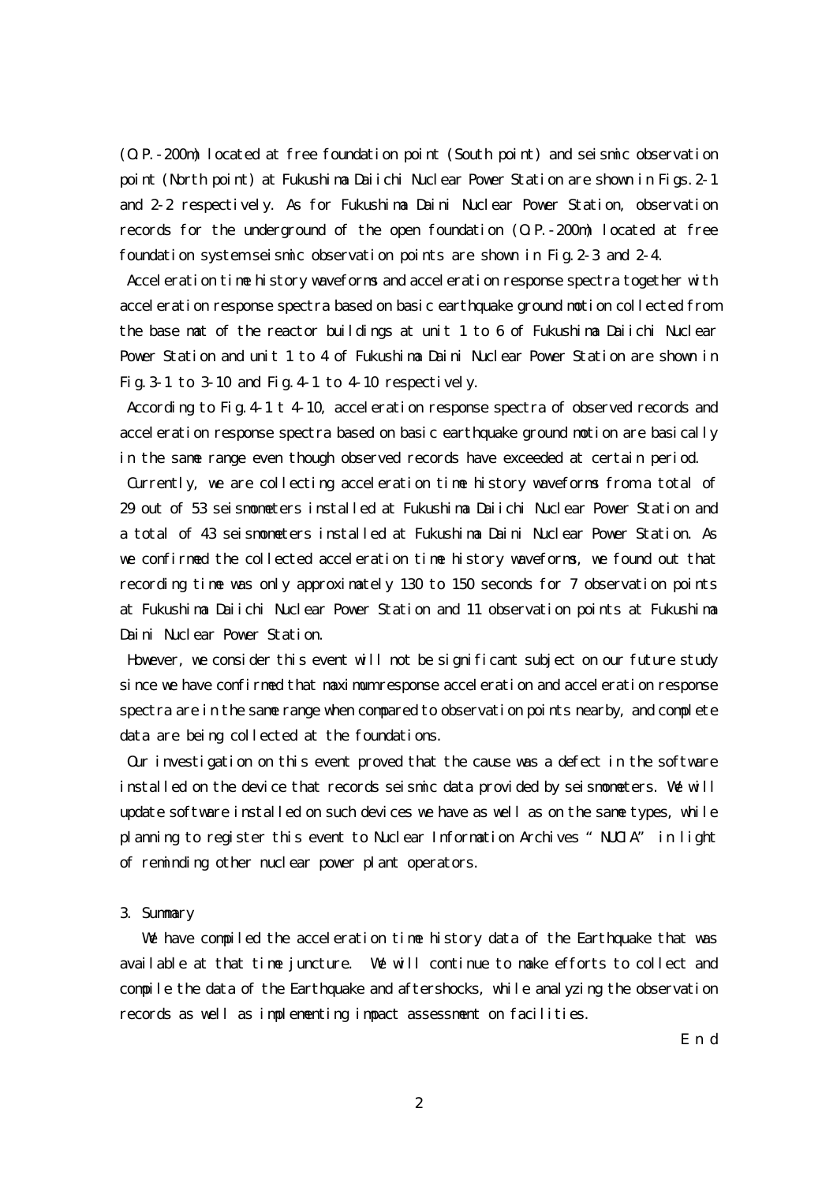(O.P.-200m) located at free foundation point (South point) and seismic observation point (North point) at Fukushima Daiichi Nuclear Power Station are shown in Figs.2-1 and 2-2 respectively. As for Fukushima Daini Nuclear Power Station, observation records for the underground of the open foundation (O.P.-200m) located at free foundation system seismic observation points are shown in Fig.2-3 and 2-4.

Acceleration time history waveforms and acceleration response spectra together with acceleration response spectra based on basic earthquake ground motion collected from the base mat of the reactor buildings at unit 1 to 6 of Fukushima Daiichi Nuclear Power Station and unit 1 to 4 of Fukushima Daini Nuclear Power Station are shown in Fig.3-1 to 3-10 and Fig.4-1 to 4-10 respectively.

According to Fig.4-1 t 4-10, acceleration response spectra of observed records and acceleration response spectra based on basic earthquake ground motion are basically in the same range even though observed records have exceeded at certain period.

Currently, we are collecting acceleration time history waveforms from a total of 29 out of 53 seismometers installed at Fukushima Daiichi Nuclear Power Station and a total of 43 seismometers installed at Fukushima Daini Nuclear Power Station. As we confirmed the collected acceleration time history waveforms, we found out that recording time was only approximately 130 to 150 seconds for 7 observation points at Fukushima Daiichi Nuclear Power Station and 11 observation points at Fukushima Daini Nuclear Power Station.

However, we consider this event will not be significant subject on our future study since we have confirmed that maximum response acceleration and acceleration response spectra are in the same range when compared to observation points nearby, and complete data are being collected at the foundations.

Our investigation on this event proved that the cause was a defect in the software installed on the device that records seismic data provided by seismometers. We will update software installed on such devices we have as well as on the same types, while planning to register this event to Nuclear Information Archives "NUCIA" in light of reminding other nuclear power plant operators.

3. Summary

We have compiled the acceleration time history data of the Earthquake that was available at that time juncture. We will continue to make efforts to collect and compile the data of the Earthquake and aftershocks, while analyzing the observation records as well as implementing impact assessment on facilities.

End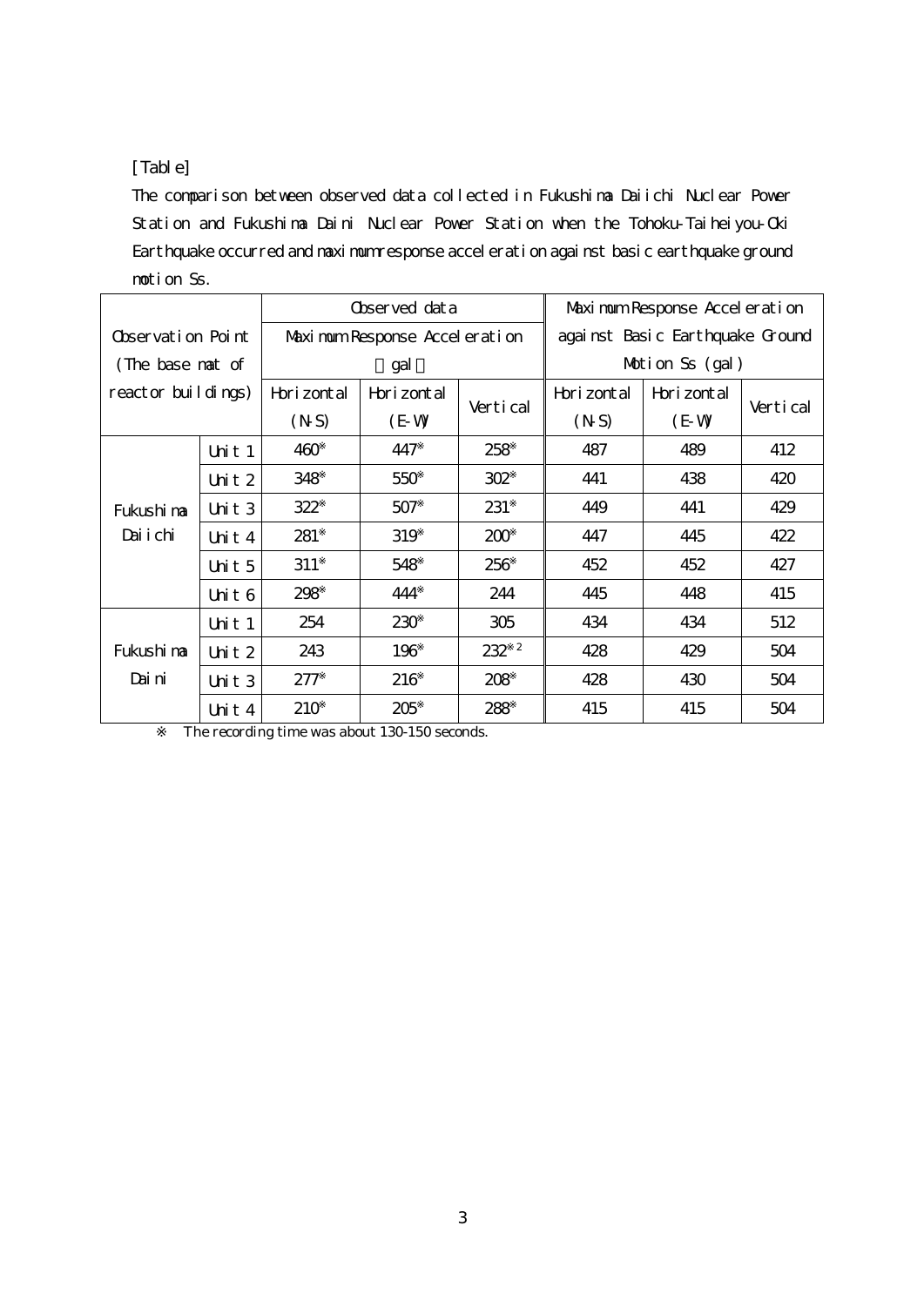[Table]

The comparison between observed data collected in Fukushima Daiichi Nuclear Power Station and Fukushima Daini Nuclear Power Station when the Tohoku-Taiheiyou-Oki Earthquake occurred and maximum response acceleration against basic earthquake ground motion Ss.

| Observation Point (The base mat of reactor buildings) | | Observed data Maximum Response Acceleration (gal) | | | Maximum Response Acceleration against Basic Earthquake Ground Motion Ss (gal) | | |
|---|---|---|---|---|---|---|---|
| | | Horizontal (N-S) | Horizontal (E-W) | Vertical | Horizontal (N-S) | Horizontal (E-W) | Vertical |
| Fukushima Daiichi | Unit 1 | 460※ | 447※ | 258※ | 487 | 489 | 412 |
| | Unit 2 | 348※ | 550※ | 302※ | 441 | 438 | 420 |
| | Unit 3 | 322※ | 507※ | 231※ | 449 | 441 | 429 |
| | Unit 4 | 281※ | 319※ | 200※ | 447 | 445 | 422 |
| | Unit 5 | 311※ | 548※ | 256※ | 452 | 452 | 427 |
| | Unit 6 | 298※ | 444※ | 244 | 445 | 448 | 415 |
| Fukushima Daini | Unit 1 | 254 | 230※ | 305 | 434 | 434 | 512 |
| | Unit 2 | 243 | 196※ | 232※2 | 428 | 429 | 504 |
| | Unit 3 | 277※ | 216※ | 208※ | 428 | 430 | 504 |
| | Unit 4 | 210※ | 205※ | 288※ | 415 | 415 | 504 |

※ The recording time was about 130-150 seconds.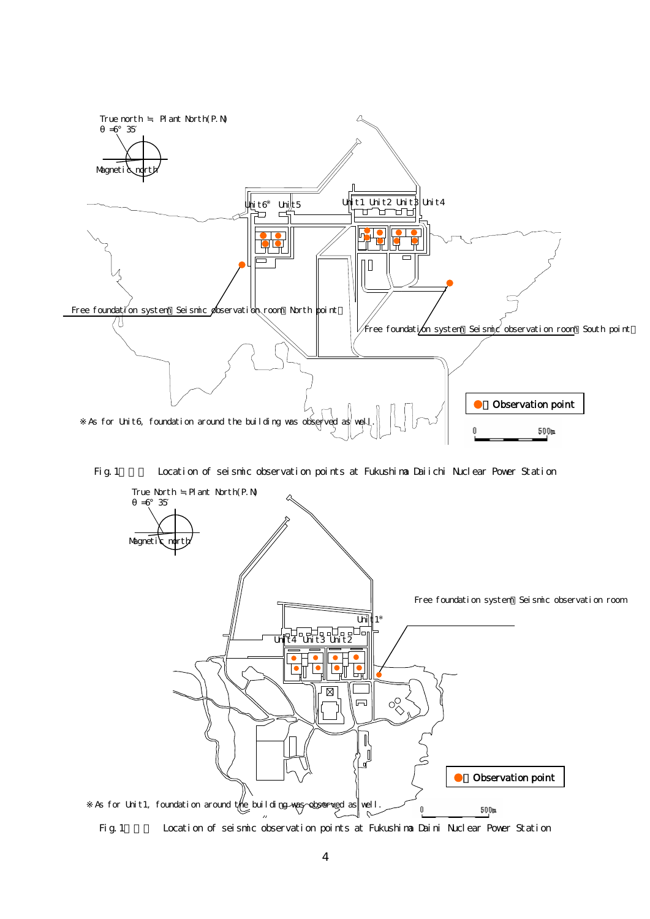True north ≒ Plant North(P.N)
θ=6°35'

Magnetic north

Unit6※ Unit5

Unit1 Unit2 Unit3 Unit4

Free foundation system（Seismic observation room（North point）

Free foundation system（Seismic observation room（South point）

●：Observation point

※As for Unit6, foundation around the building was observed as well.

0 500m

Fig.1 Location of seismic observation points at Fukushima Daiichi Nuclear Power Station

True North ≒ Plant North(P.N)
θ=6°35'

Magnetic north

Free foundation system（Seismic observation room

Unit1※

Unit4 Unit3 Unit2

●：Observation point

※As for Unit1, foundation around the building was observed as well.

0 500m

Fig.1 Location of seismic observation points at Fukushima Daini Nuclear Power Station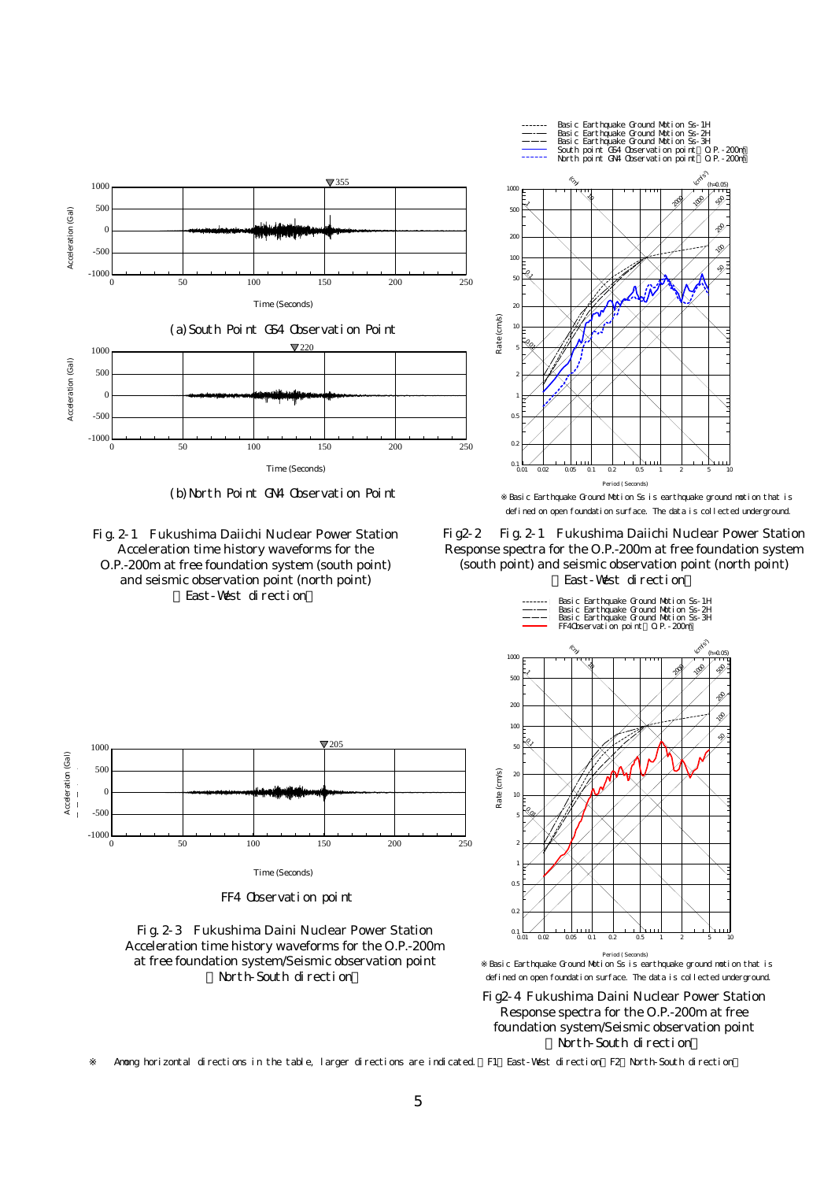(a) South Point GS4 Observation Point

(b) North Point GN4 Observation Point

Fig. 2-1 Fukushima Daiichi Nuclear Power Station
Acceleration time history waveforms for the O.P.-200m at free foundation system (south point) and seismic observation point (north point)
（East-West direction）

※Basic Earthquake Ground Motion Ss is earthquake ground motion that is defined on open foundation surface. The data is collected underground.

Fig2-2 Fig. 2-1 Fukushima Daiichi Nuclear Power Station
Response spectra for the O.P.-200m at free foundation system (south point) and seismic observation point (north point)
（East-West direction）

FF4 Observation point

Fig. 2-3 Fukushima Daini Nuclear Power Station
Acceleration time history waveforms for the O.P.-200m at free foundation system/Seismic observation point
（North-South direction）

※Basic Earthquake Ground Motion Ss is earthquake ground motion that is defined on open foundation surface. The data is collected underground.

Fig2-4 Fukushima Daini Nuclear Power Station
Response spectra for the O.P.-200m at free foundation system/Seismic observation point
（North-South direction）

※ Among horizontal directions in the table, larger directions are indicated.（F1：East-West direction，F2：North-South direction）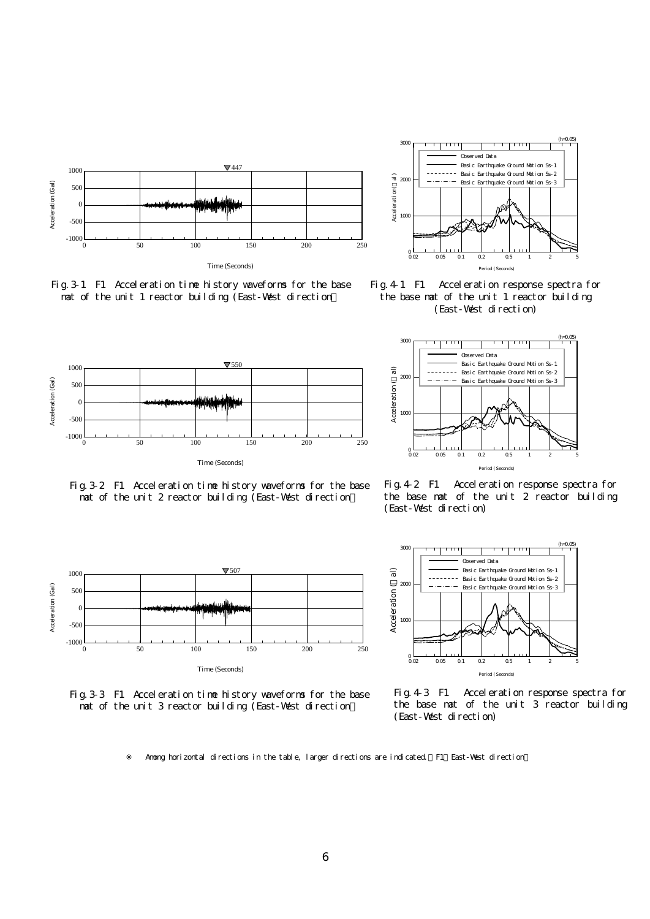Fig.3-1 F1 Acceleration time history waveforms for the base mat of the unit 1 reactor building (East-West direction)

Fig.4-1 F1 Acceleration response spectra for the base mat of the unit 1 reactor building (East-West direction)

Fig.3-2 F1 Acceleration time history waveforms for the base mat of the unit 2 reactor building (East-West direction)

Fig.4-2 F1 Acceleration response spectra for the base mat of the unit 2 reactor building (East-West direction)

Fig.3-3 F1 Acceleration time history waveforms for the base mat of the unit 3 reactor building (East-West direction)

Fig.4-3 F1 Acceleration response spectra for the base mat of the unit 3 reactor building (East-West direction)

※ Among horizontal directions in the table, larger directions are indicated. (F1: East-West direction)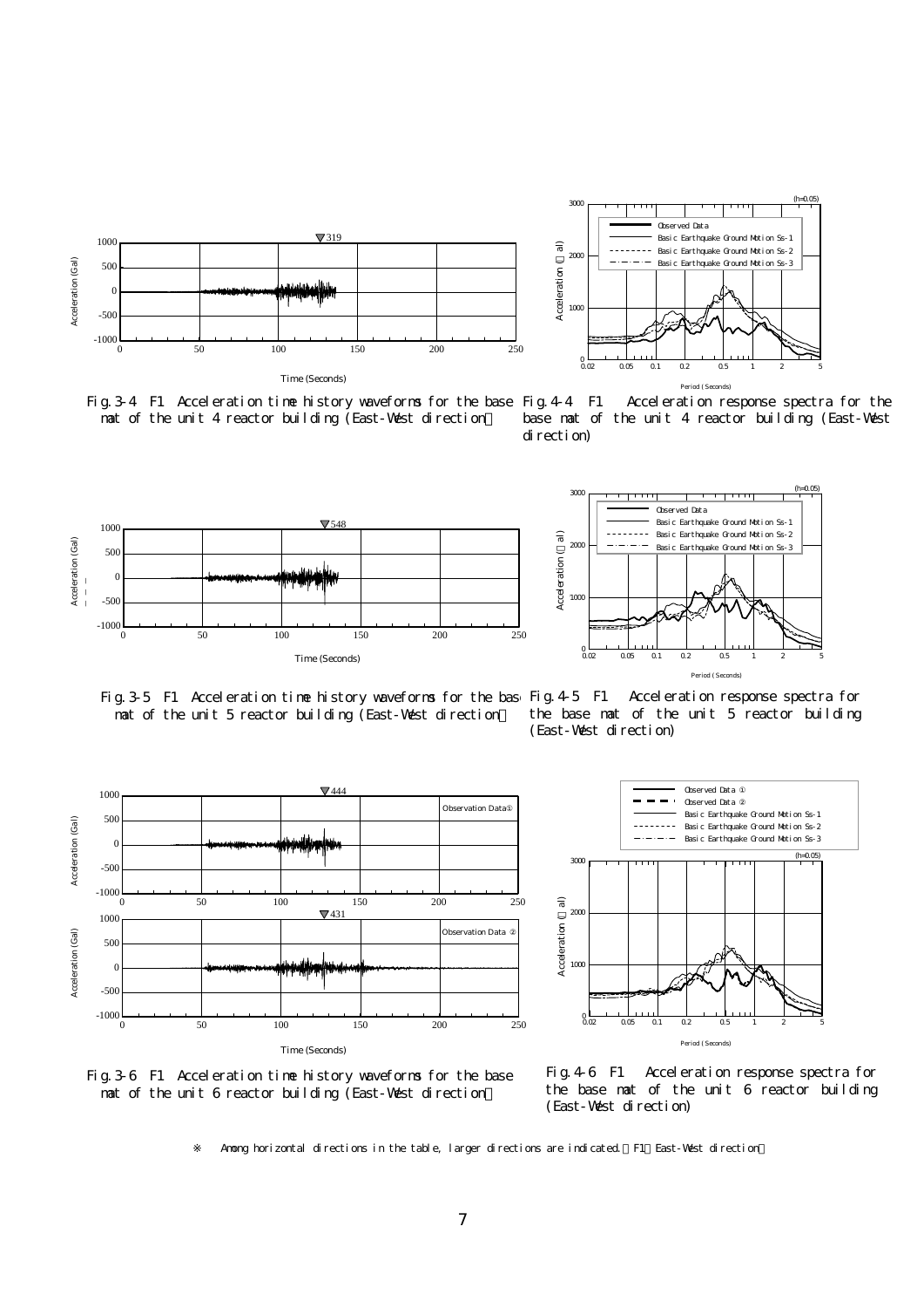Fig.3-4 F1 Acceleration time history waveforms for the base mat of the unit 4 reactor building (East-West direction※)

Fig.4-4 F1 Acceleration response spectra for the base mat of the unit 4 reactor building (East-West direction)

Fig.3-5 F1 Acceleration time history waveforms for the base mat of the unit 5 reactor building (East-West direction※)

Fig.4-5 F1 Acceleration response spectra for the base mat of the unit 5 reactor building (East-West direction)

Fig.3-6 F1 Acceleration time history waveforms for the base mat of the unit 6 reactor building (East-West direction※)

Fig.4-6 F1 Acceleration response spectra for the base mat of the unit 6 reactor building (East-West direction)

※ Among horizontal directions in the table, larger directions are indicated. （F1：East-West direction）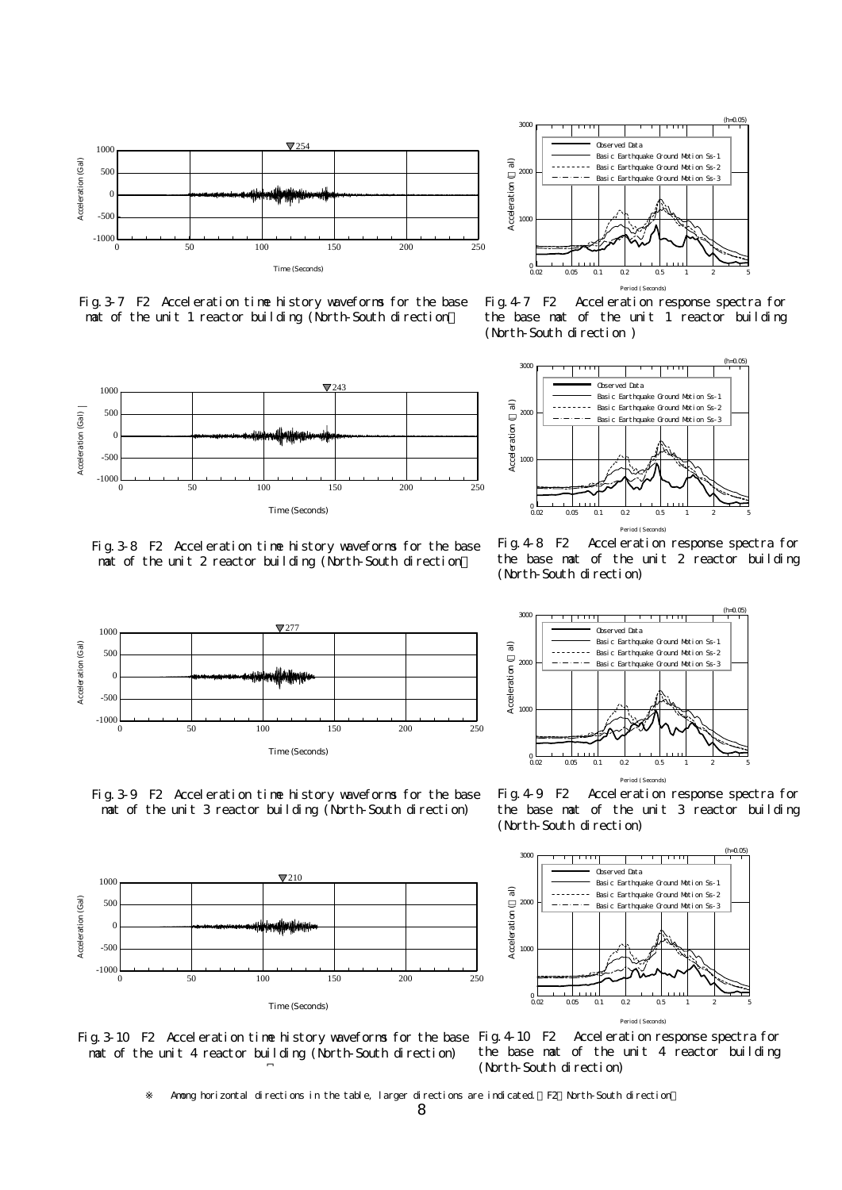▽254

1000
500
0
-500
-1000

0 50 100 150 200 250

Acceleration (Gal)

Time (Seconds)

Fig.3-7 F2 Acceleration time history waveforms for the base mat of the unit 1 reactor building (North-South direction)

(h=0.05)

3000
2000
1000
0

0.02 0.05 0.1 0.2 0.5 1 2 5

Acceleration (Gal)

Period (Seconds)

Observed Data
Basic Earthquake Ground Motion Ss-1
Basic Earthquake Ground Motion Ss-2
Basic Earthquake Ground Motion Ss-3

Fig.4-7 F2 Acceleration response spectra for the base mat of the unit 1 reactor building (North-South direction )

▽243

1000
500
0
-500
-1000

0 50 100 150 200 250

Acceleration (Gal)

Time (Seconds)

Fig.3-8 F2 Acceleration time history waveforms for the base mat of the unit 2 reactor building (North-South direction)

(h=0.05)

3000
2000
1000
0

0.02 0.05 0.1 0.2 0.5 1 2 5

Acceleration (Gal)

Period (Seconds)

Observed Data
Basic Earthquake Ground Motion Ss-1
Basic Earthquake Ground Motion Ss-2
Basic Earthquake Ground Motion Ss-3

Fig.4-8 F2 Acceleration response spectra for the base mat of the unit 2 reactor building (North-South direction)

▽277

1000
500
0
-500
-1000

0 50 100 150 200 250

Acceleration (Gal)

Time (Seconds)

Fig.3-9 F2 Acceleration time history waveforms for the base mat of the unit 3 reactor building (North-South direction)

(h=0.05)

3000
2000
1000
0

0.02 0.05 0.1 0.2 0.5 1 2 5

Acceleration (Gal)

Period (Seconds)

Observed Data
Basic Earthquake Ground Motion Ss-1
Basic Earthquake Ground Motion Ss-2
Basic Earthquake Ground Motion Ss-3

Fig.4-9 F2 Acceleration response spectra for the base mat of the unit 3 reactor building (North-South direction)

▽210

1000
500
0
-500
-1000

0 50 100 150 200 250

Acceleration (Gal)

Time (Seconds)

Fig.3-10 F2 Acceleration time history waveforms for the base mat of the unit 4 reactor building (North-South direction)

(h=0.05)

3000
2000
1000
0

0.02 0.05 0.1 0.2 0.5 1 2 5

Acceleration (Gal)

Period (Seconds)

Observed Data
Basic Earthquake Ground Motion Ss-1
Basic Earthquake Ground Motion Ss-2
Basic Earthquake Ground Motion Ss-3

Fig.4-10 F2 Acceleration response spectra for the base mat of the unit 4 reactor building (North-South direction)

※ Among horizontal directions in the table, larger directions are indicated. (F2: North-South direction)